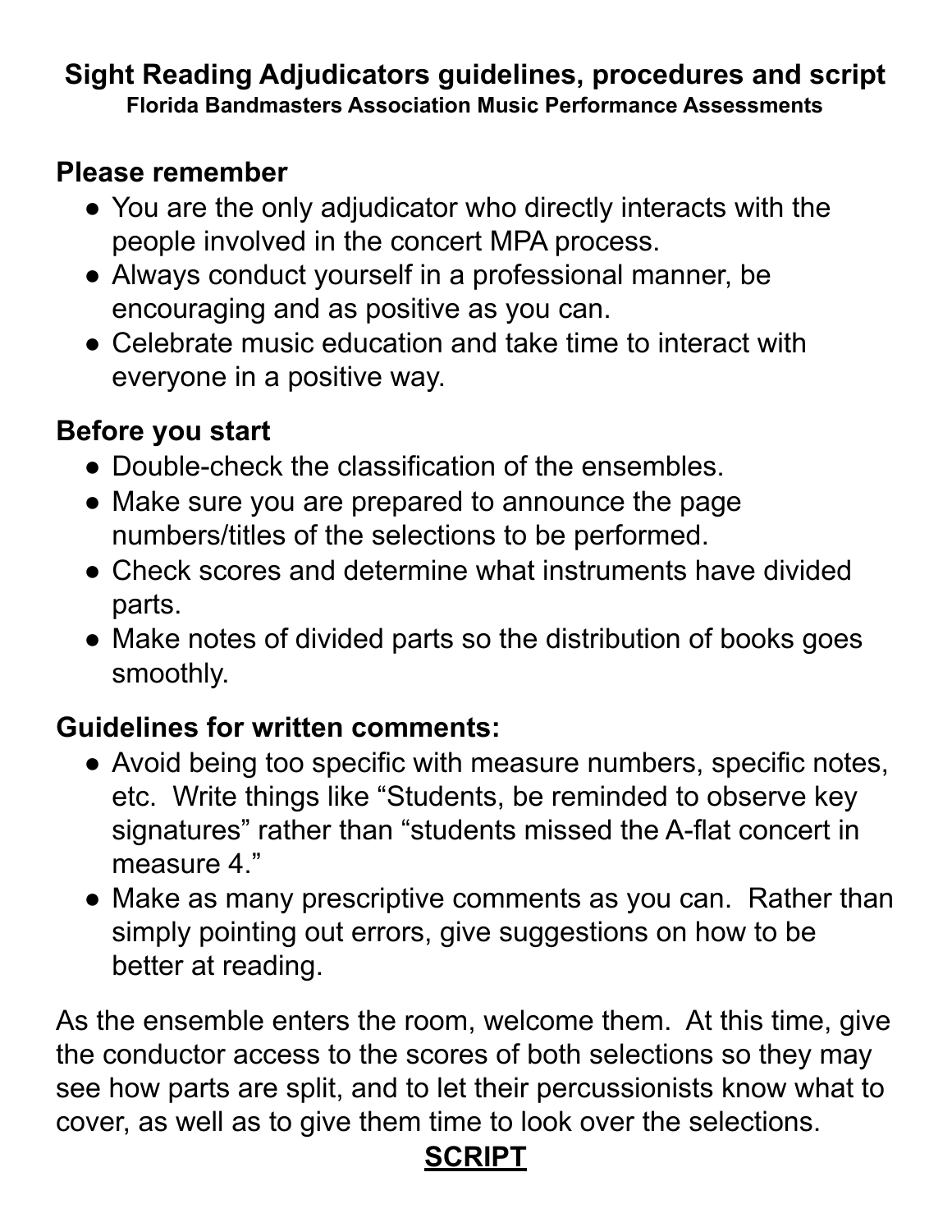# Sight Reading Adjudicators guidelines, procedures and script

**Florida Bandmasters Association Music Performance Assessments**

## Please remember

- You are the only adjudicator who directly interacts with the people involved in the concert MPA process.
- Always conduct yourself in a professional manner, be encouraging and as positive as you can.
- Celebrate music education and take time to interact with everyone in a positive way.

## Before you start

- Double-check the classification of the ensembles.
- Make sure you are prepared to announce the page numbers/titles of the selections to be performed.
- Check scores and determine what instruments have divided parts.
- Make notes of divided parts so the distribution of books goes smoothly.

## Guidelines for written comments:

- Avoid being too specific with measure numbers, specific notes, etc. Write things like "Students, be reminded to observe key signatures" rather than "students missed the A-flat concert in measure 4."
- Make as many prescriptive comments as you can. Rather than simply pointing out errors, give suggestions on how to be better at reading.

As the ensemble enters the room, welcome them. At this time, give the conductor access to the scores of both selections so they may see how parts are split, and to let their percussionists know what to cover, as well as to give them time to look over the selections.

## SCRIPT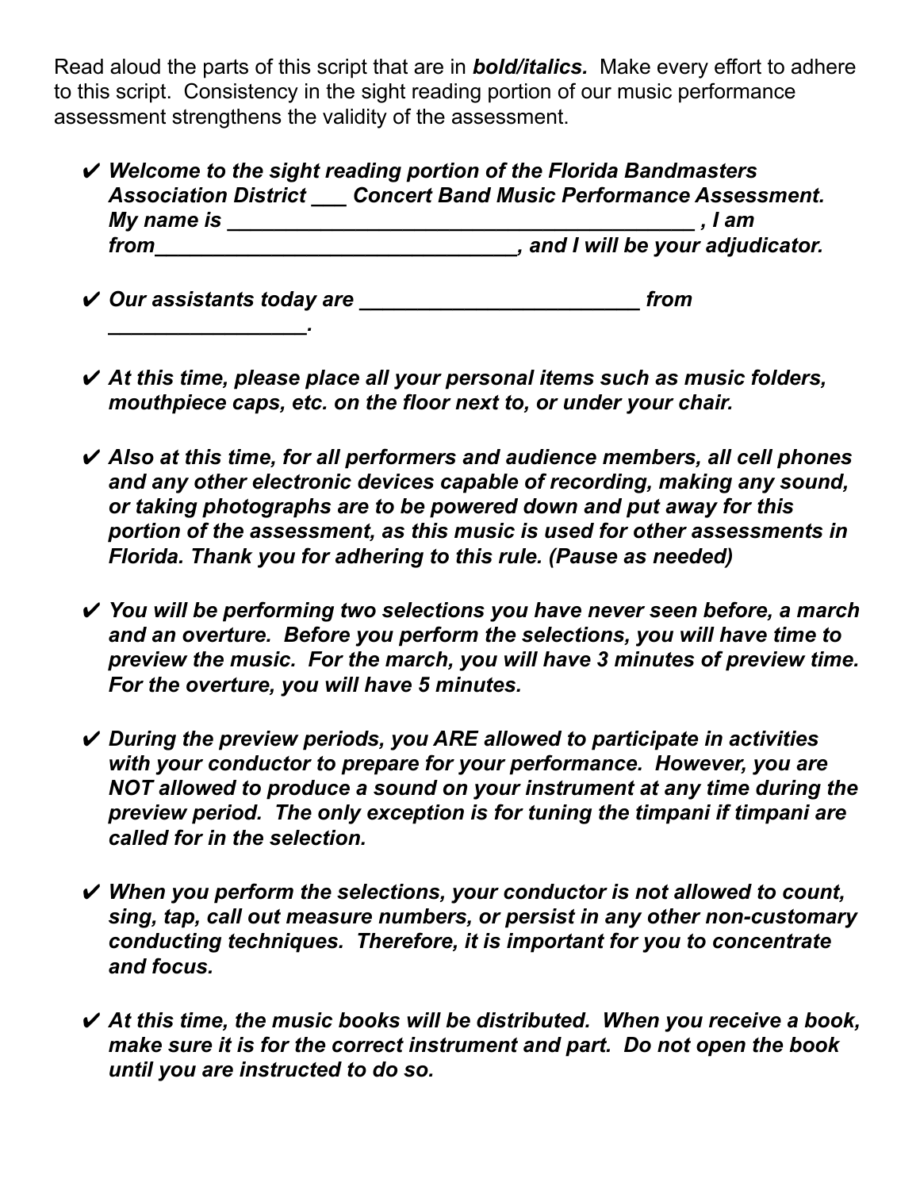Read aloud the parts of this script that are in ***bold/italics.*** Make every effort to adhere to this script. Consistency in the sight reading portion of our music performance assessment strengthens the validity of the assessment.

- ✔ ***Welcome to the sight reading portion of the Florida Bandmasters Association District ___ Concert Band Music Performance Assessment. My name is ________________________________________ , I am from________________________________, and I will be your adjudicator.***

- ✔ ***Our assistants today are ________________________ from _________________.***

- ✔ ***At this time, please place all your personal items such as music folders, mouthpiece caps, etc. on the floor next to, or under your chair.***

- ✔ ***Also at this time, for all performers and audience members, all cell phones and any other electronic devices capable of recording, making any sound, or taking photographs are to be powered down and put away for this portion of the assessment, as this music is used for other assessments in Florida. Thank you for adhering to this rule. (Pause as needed)***

- ✔ ***You will be performing two selections you have never seen before, a march and an overture. Before you perform the selections, you will have time to preview the music. For the march, you will have 3 minutes of preview time. For the overture, you will have 5 minutes.***

- ✔ ***During the preview periods, you ARE allowed to participate in activities with your conductor to prepare for your performance. However, you are NOT allowed to produce a sound on your instrument at any time during the preview period. The only exception is for tuning the timpani if timpani are called for in the selection.***

- ✔ ***When you perform the selections, your conductor is not allowed to count, sing, tap, call out measure numbers, or persist in any other non-customary conducting techniques. Therefore, it is important for you to concentrate and focus.***

- ✔ ***At this time, the music books will be distributed. When you receive a book, make sure it is for the correct instrument and part. Do not open the book until you are instructed to do so.***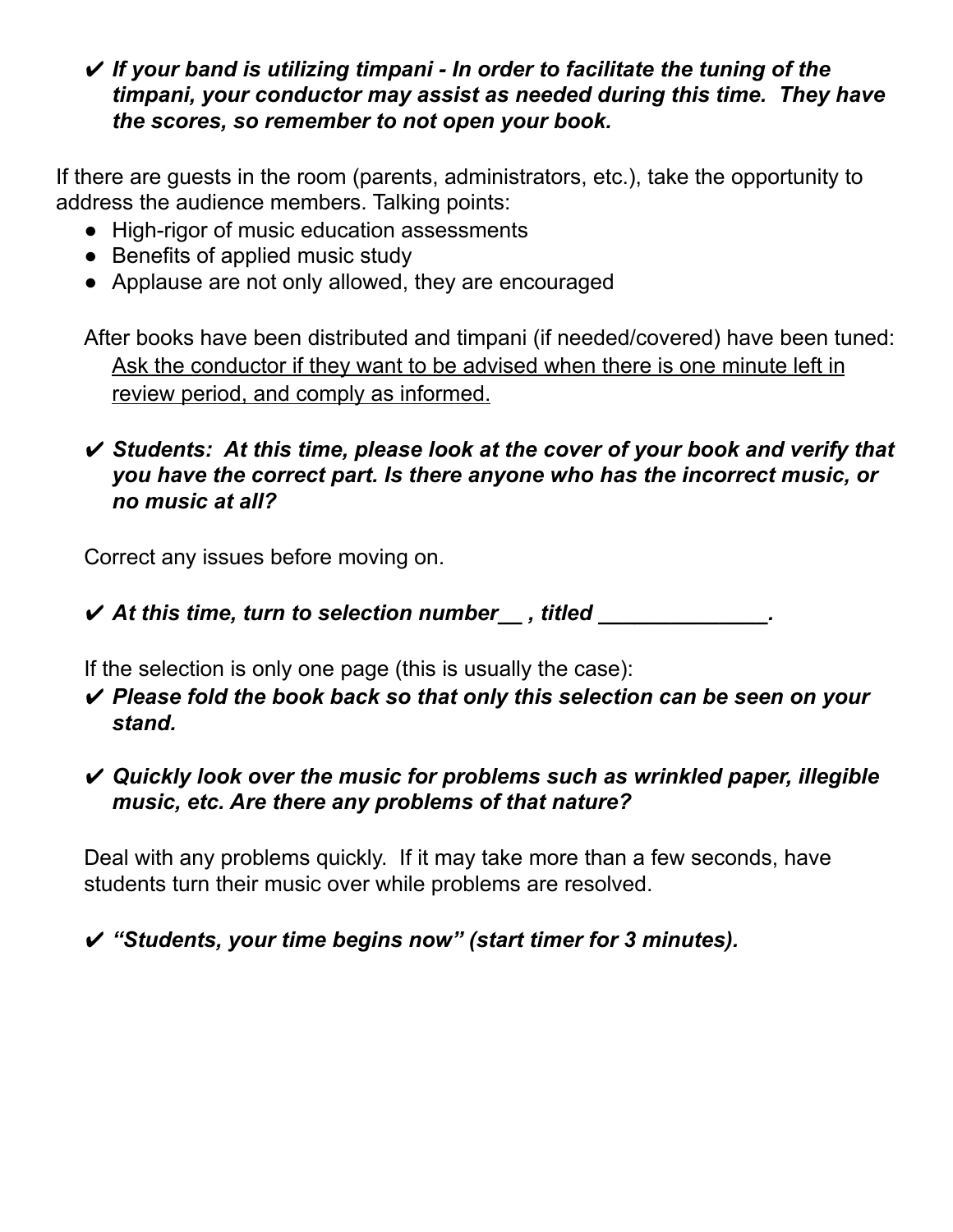- ✔ ***If your band is utilizing timpani - In order to facilitate the tuning of the timpani, your conductor may assist as needed during this time. They have the scores, so remember to not open your book.***

If there are guests in the room (parents, administrators, etc.), take the opportunity to address the audience members. Talking points:

- High-rigor of music education assessments
- Benefits of applied music study
- Applause are not only allowed, they are encouraged

After books have been distributed and timpani (if needed/covered) have been tuned:
<u>Ask the conductor if they want to be advised when there is one minute left in review period, and comply as informed.</u>

- ✔ ***Students: At this time, please look at the cover of your book and verify that you have the correct part. Is there anyone who has the incorrect music, or no music at all?***

Correct any issues before moving on.

- ✔ ***At this time, turn to selection number__ , titled ______________.***

If the selection is only one page (this is usually the case):

- ✔ ***Please fold the book back so that only this selection can be seen on your stand.***

- ✔ ***Quickly look over the music for problems such as wrinkled paper, illegible music, etc. Are there any problems of that nature?***

Deal with any problems quickly. If it may take more than a few seconds, have students turn their music over while problems are resolved.

- ✔ ***"Students, your time begins now" (start timer for 3 minutes).***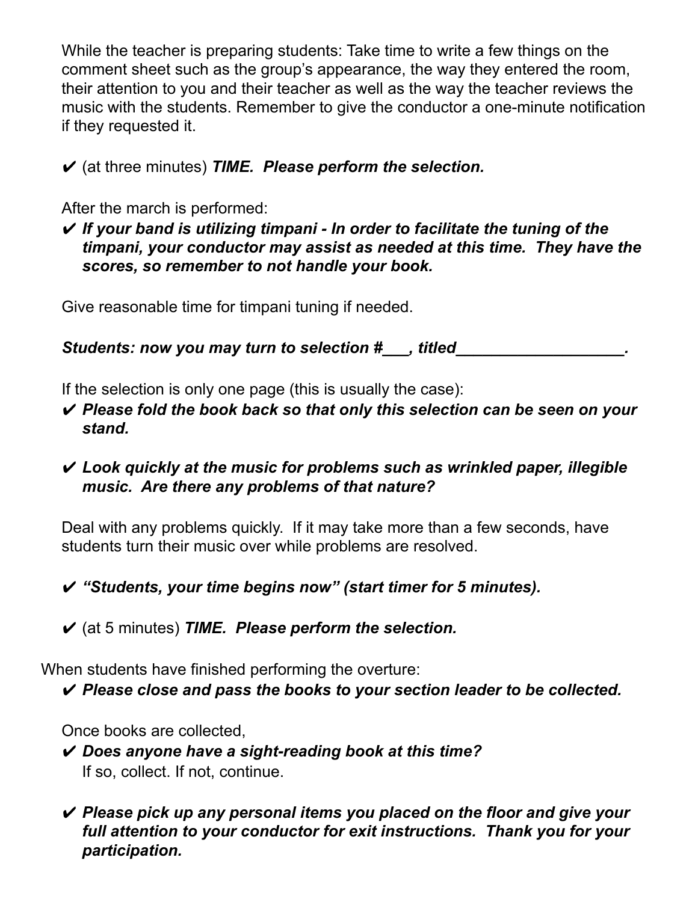While the teacher is preparing students: Take time to write a few things on the comment sheet such as the group's appearance, the way they entered the room, their attention to you and their teacher as well as the way the teacher reviews the music with the students. Remember to give the conductor a one-minute notification if they requested it.

✔ (at three minutes) ***TIME. Please perform the selection.***

After the march is performed:

✔ ***If your band is utilizing timpani - In order to facilitate the tuning of the timpani, your conductor may assist as needed at this time. They have the scores, so remember to not handle your book.***

Give reasonable time for timpani tuning if needed.

***Students: now you may turn to selection #___, titled___________________.***

If the selection is only one page (this is usually the case):

✔ ***Please fold the book back so that only this selection can be seen on your stand.***

✔ ***Look quickly at the music for problems such as wrinkled paper, illegible music. Are there any problems of that nature?***

Deal with any problems quickly. If it may take more than a few seconds, have students turn their music over while problems are resolved.

✔ ***"Students, your time begins now" (start timer for 5 minutes).***

✔ (at 5 minutes) ***TIME. Please perform the selection.***

When students have finished performing the overture:

✔ ***Please close and pass the books to your section leader to be collected.***

Once books are collected,

✔ ***Does anyone have a sight-reading book at this time?***
If so, collect. If not, continue.

✔ ***Please pick up any personal items you placed on the floor and give your full attention to your conductor for exit instructions. Thank you for your participation.***